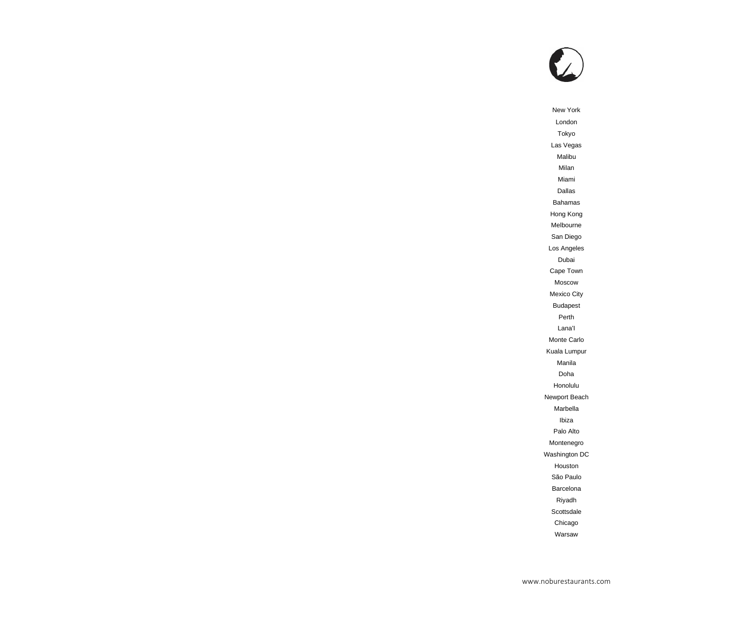New York

London

Tokyo

Las Vegas

Malibu

Milan

Miami

Dallas

Bahamas

Hong Kong

Melbourne

San Diego

Los Angeles

Dubai

Cape Town

Moscow

Mexico City

Budapest

Perth

Lana'I

Monte Carlo

Kuala Lumpur

Manila

Doha

Honolulu

Newport Beach

Marbella

Ibiza

Palo Alto

Montenegro

Washington DC

Houston

São Paulo

Barcelona

Riyadh

Scottsdale

Chicago

Warsaw

www.noburestaurants.com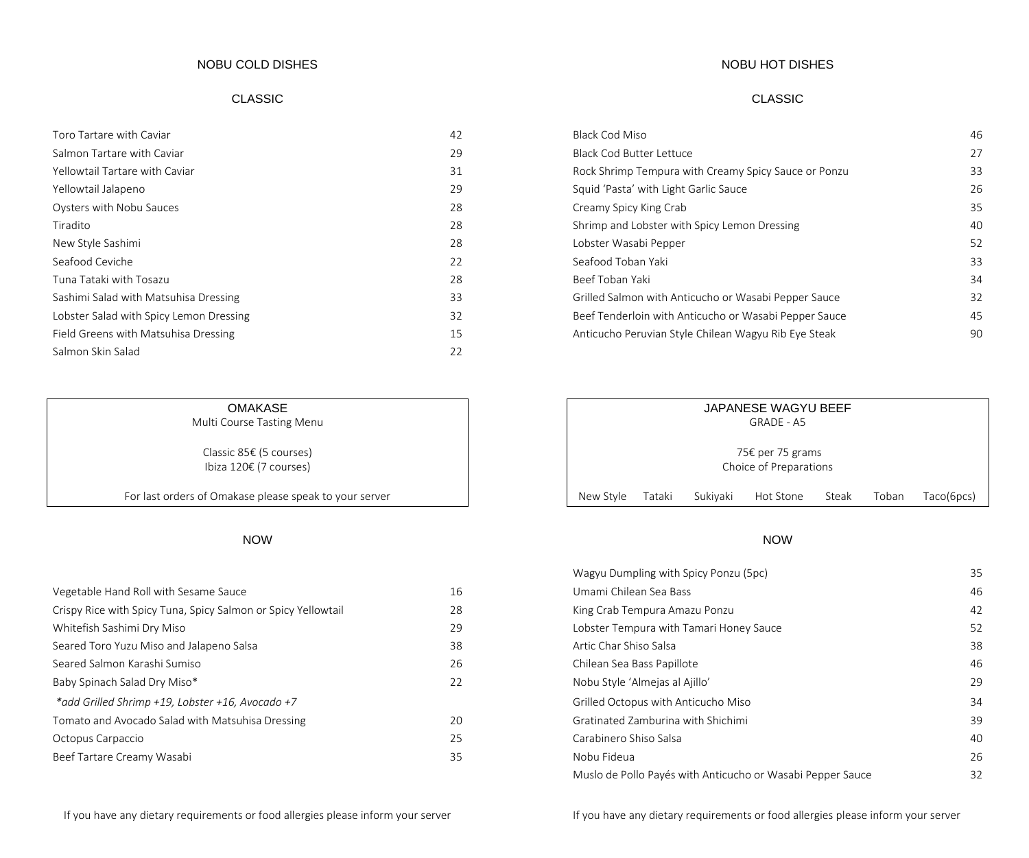# NOBU COLD DISHES

## CLASSIC

| Dish | Price |
| --- | --- |
| Toro Tartare with Caviar | 42 |
| Salmon Tartare with Caviar | 29 |
| Yellowtail Tartare with Caviar | 31 |
| Yellowtail Jalapeno | 29 |
| Oysters with Nobu Sauces | 28 |
| Tiradito | 28 |
| New Style Sashimi | 28 |
| Seafood Ceviche | 22 |
| Tuna Tataki with Tosazu | 28 |
| Sashimi Salad with Matsuhisa Dressing | 33 |
| Lobster Salad with Spicy Lemon Dressing | 32 |
| Field Greens with Matsuhisa Dressing | 15 |
| Salmon Skin Salad | 22 |

## OMAKASE

Multi Course Tasting Menu

Classic 85€ (5 courses)
Ibiza 120€ (7 courses)

For last orders of Omakase please speak to your server

## NOW

| Dish | Price |
| --- | --- |
| Vegetable Hand Roll with Sesame Sauce | 16 |
| Crispy Rice with Spicy Tuna, Spicy Salmon or Spicy Yellowtail | 28 |
| Whitefish Sashimi Dry Miso | 29 |
| Seared Toro Yuzu Miso and Jalapeno Salsa | 38 |
| Seared Salmon Karashi Sumiso | 26 |
| Baby Spinach Salad Dry Miso* | 22 |
| *\*add Grilled Shrimp +19, Lobster +16, Avocado +7* | |
| Tomato and Avocado Salad with Matsuhisa Dressing | 20 |
| Octopus Carpaccio | 25 |
| Beef Tartare Creamy Wasabi | 35 |

If you have any dietary requirements or food allergies please inform your server

# NOBU HOT DISHES

## CLASSIC

| Dish | Price |
| --- | --- |
| Black Cod Miso | 46 |
| Black Cod Butter Lettuce | 27 |
| Rock Shrimp Tempura with Creamy Spicy Sauce or Ponzu | 33 |
| Squid 'Pasta' with Light Garlic Sauce | 26 |
| Creamy Spicy King Crab | 35 |
| Shrimp and Lobster with Spicy Lemon Dressing | 40 |
| Lobster Wasabi Pepper | 52 |
| Seafood Toban Yaki | 33 |
| Beef Toban Yaki | 34 |
| Grilled Salmon with Anticucho or Wasabi Pepper Sauce | 32 |
| Beef Tenderloin with Anticucho or Wasabi Pepper Sauce | 45 |
| Anticucho Peruvian Style Chilean Wagyu Rib Eye Steak | 90 |

## JAPANESE WAGYU BEEF

GRADE - A5

75€ per 75 grams
Choice of Preparations

New Style | Tataki | Sukiyaki | Hot Stone | Steak | Toban | Taco(6pcs)

## NOW

| Dish | Price |
| --- | --- |
| Wagyu Dumpling with Spicy Ponzu (5pc) | 35 |
| Umami Chilean Sea Bass | 46 |
| King Crab Tempura Amazu Ponzu | 42 |
| Lobster Tempura with Tamari Honey Sauce | 52 |
| Artic Char Shiso Salsa | 38 |
| Chilean Sea Bass Papillote | 46 |
| Nobu Style 'Almejas al Ajillo' | 29 |
| Grilled Octopus with Anticucho Miso | 34 |
| Gratinated Zamburina with Shichimi | 39 |
| Carabinero Shiso Salsa | 40 |
| Nobu Fideua | 26 |
| Muslo de Pollo Payés with Anticucho or Wasabi Pepper Sauce | 32 |

If you have any dietary requirements or food allergies please inform your server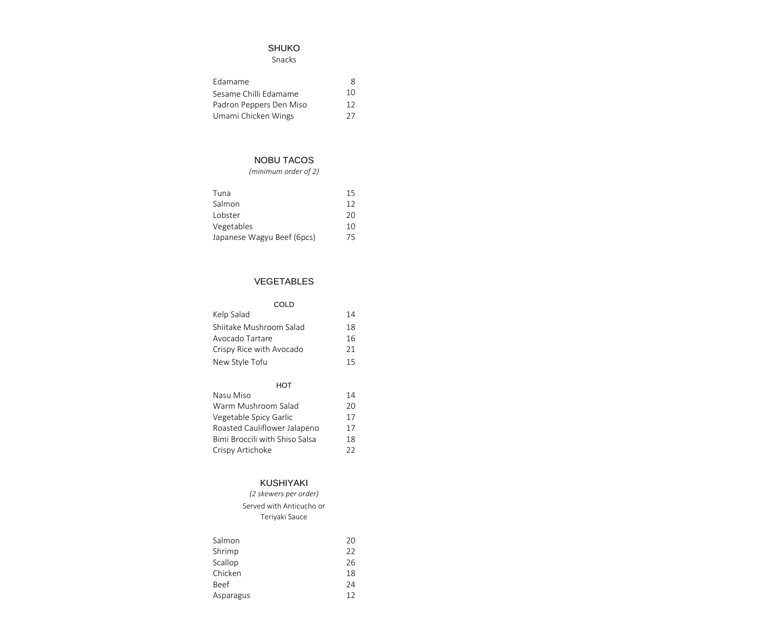## SHUKO

Snacks

| Item | Price |
| --- | --- |
| Edamame | 8 |
| Sesame Chilli Edamame | 10 |
| Padron Peppers Den Miso | 12 |
| Umami Chicken Wings | 27 |

## NOBU TACOS

*(minimum order of 2)*

| Item | Price |
| --- | --- |
| Tuna | 15 |
| Salmon | 12 |
| Lobster | 20 |
| Vegetables | 10 |
| Japanese Wagyu Beef (6pcs) | 75 |

## VEGETABLES

### COLD

| Item | Price |
| --- | --- |
| Kelp Salad | 14 |
| Shiitake Mushroom Salad | 18 |
| Avocado Tartare | 16 |
| Crispy Rice with Avocado | 21 |
| New Style Tofu | 15 |

### HOT

| Item | Price |
| --- | --- |
| Nasu Miso | 14 |
| Warm Mushroom Salad | 20 |
| Vegetable Spicy Garlic | 17 |
| Roasted Cauliflower Jalapeno | 17 |
| Bimi Broccili with Shiso Salsa | 18 |
| Crispy Artichoke | 22 |

## KUSHIYAKI

*(2 skewers per order)*

Served with Anticucho or Teriyaki Sauce

| Item | Price |
| --- | --- |
| Salmon | 20 |
| Shrimp | 22 |
| Scallop | 26 |
| Chicken | 18 |
| Beef | 24 |
| Asparagus | 12 |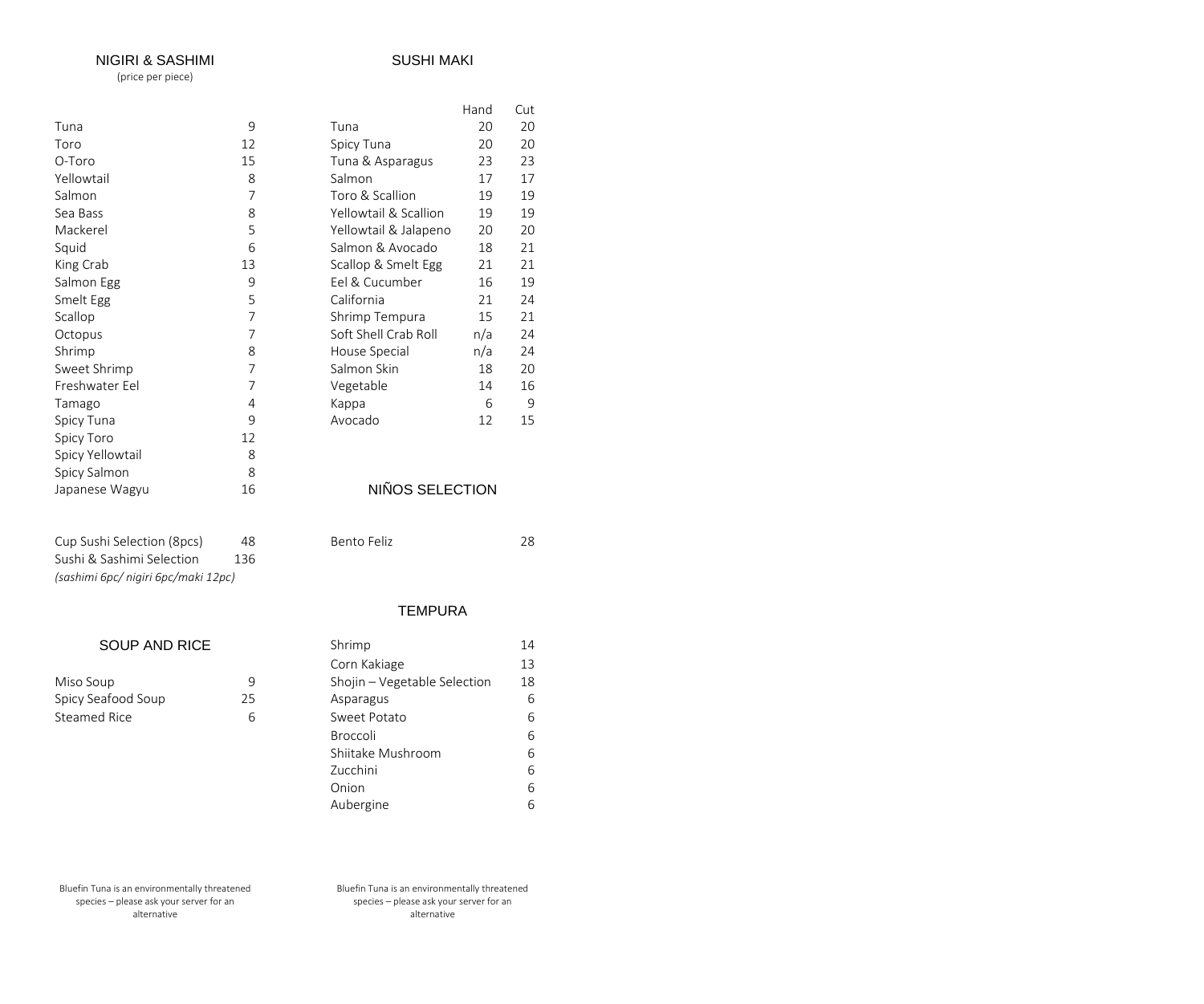## NIGIRI & SASHIMI

(price per piece)

| | |
|---|---|
| Tuna | 9 |
| Toro | 12 |
| O-Toro | 15 |
| Yellowtail | 8 |
| Salmon | 7 |
| Sea Bass | 8 |
| Mackerel | 5 |
| Squid | 6 |
| King Crab | 13 |
| Salmon Egg | 9 |
| Smelt Egg | 5 |
| Scallop | 7 |
| Octopus | 7 |
| Shrimp | 8 |
| Sweet Shrimp | 7 |
| Freshwater Eel | 7 |
| Tamago | 4 |
| Spicy Tuna | 9 |
| Spicy Toro | 12 |
| Spicy Yellowtail | 8 |
| Spicy Salmon | 8 |
| Japanese Wagyu | 16 |

| | |
|---|---|
| Cup Sushi Selection (8pcs) | 48 |
| Sushi & Sashimi Selection | 136 |

*(sashimi 6pc/ nigiri 6pc/maki 12pc)*

## SOUP AND RICE

| | |
|---|---|
| Miso Soup | 9 |
| Spicy Seafood Soup | 25 |
| Steamed Rice | 6 |

Bluefin Tuna is an environmentally threatened species – please ask your server for an alternative

## SUSHI MAKI

| | Hand | Cut |
|---|---|---|
| Tuna | 20 | 20 |
| Spicy Tuna | 20 | 20 |
| Tuna & Asparagus | 23 | 23 |
| Salmon | 17 | 17 |
| Toro & Scallion | 19 | 19 |
| Yellowtail & Scallion | 19 | 19 |
| Yellowtail & Jalapeno | 20 | 20 |
| Salmon & Avocado | 18 | 21 |
| Scallop & Smelt Egg | 21 | 21 |
| Eel & Cucumber | 16 | 19 |
| California | 21 | 24 |
| Shrimp Tempura | 15 | 21 |
| Soft Shell Crab Roll | n/a | 24 |
| House Special | n/a | 24 |
| Salmon Skin | 18 | 20 |
| Vegetable | 14 | 16 |
| Kappa | 6 | 9 |
| Avocado | 12 | 15 |

## NIÑOS SELECTION

| | |
|---|---|
| Bento Feliz | 28 |

## TEMPURA

| | |
|---|---|
| Shrimp | 14 |
| Corn Kakiage | 13 |
| Shojin – Vegetable Selection | 18 |
| Asparagus | 6 |
| Sweet Potato | 6 |
| Broccoli | 6 |
| Shiitake Mushroom | 6 |
| Zucchini | 6 |
| Onion | 6 |
| Aubergine | 6 |

Bluefin Tuna is an environmentally threatened species – please ask your server for an alternative